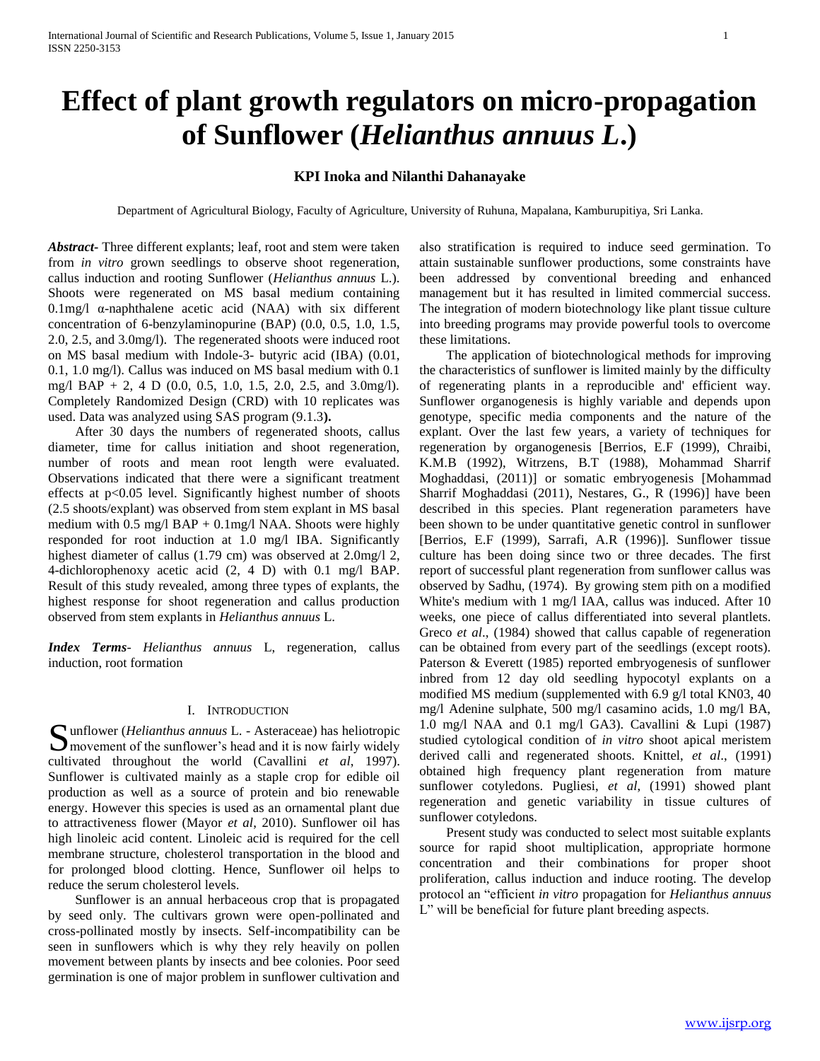# Effect of plant growth regulators on micro-propagation of Sunflower (*Helianthus annuus L*.)

**KPI Inoka and Nilanthi Dahanayake**

Department of Agricultural Biology, Faculty of Agriculture, University of Ruhuna, Mapalana, Kamburupitiya, Sri Lanka.

***Abstract*-** Three different explants; leaf, root and stem were taken from *in vitro* grown seedlings to observe shoot regeneration, callus induction and rooting Sunflower (*Helianthus annuus* L.). Shoots were regenerated on MS basal medium containing 0.1mg/l α-naphthalene acetic acid (NAA) with six different concentration of 6-benzylaminopurine (BAP) (0.0, 0.5, 1.0, 1.5, 2.0, 2.5, and 3.0mg/l). The regenerated shoots were induced root on MS basal medium with Indole-3- butyric acid (IBA) (0.01, 0.1, 1.0 mg/l). Callus was induced on MS basal medium with 0.1 mg/l BAP + 2, 4 D (0.0, 0.5, 1.0, 1.5, 2.0, 2.5, and 3.0mg/l). Completely Randomized Design (CRD) with 10 replicates was used. Data was analyzed using SAS program (9.1.3**).**

After 30 days the numbers of regenerated shoots, callus diameter, time for callus initiation and shoot regeneration, number of roots and mean root length were evaluated. Observations indicated that there were a significant treatment effects at $p<0.05$ level. Significantly highest number of shoots (2.5 shoots/explant) was observed from stem explant in MS basal medium with 0.5 mg/l BAP + 0.1mg/l NAA. Shoots were highly responded for root induction at 1.0 mg/l IBA. Significantly highest diameter of callus (1.79 cm) was observed at 2.0mg/l 2, 4-dichlorophenoxy acetic acid (2, 4 D) with 0.1 mg/l BAP. Result of this study revealed, among three types of explants, the highest response for shoot regeneration and callus production observed from stem explants in *Helianthus annuus* L.

***Index Terms*-** *Helianthus annuus* L, regeneration, callus induction, root formation

## I. Introduction

Sunflower (*Helianthus annuus* L. - Asteraceae) has heliotropic movement of the sunflower's head and it is now fairly widely cultivated throughout the world (Cavallini *et al*, 1997). Sunflower is cultivated mainly as a staple crop for edible oil production as well as a source of protein and bio renewable energy. However this species is used as an ornamental plant due to attractiveness flower (Mayor *et al*, 2010). Sunflower oil has high linoleic acid content. Linoleic acid is required for the cell membrane structure, cholesterol transportation in the blood and for prolonged blood clotting. Hence, Sunflower oil helps to reduce the serum cholesterol levels.

Sunflower is an annual herbaceous crop that is propagated by seed only. The cultivars grown were open-pollinated and cross-pollinated mostly by insects. Self-incompatibility can be seen in sunflowers which is why they rely heavily on pollen movement between plants by insects and bee colonies. Poor seed germination is one of major problem in sunflower cultivation and also stratification is required to induce seed germination. To attain sustainable sunflower productions, some constraints have been addressed by conventional breeding and enhanced management but it has resulted in limited commercial success. The integration of modern biotechnology like plant tissue culture into breeding programs may provide powerful tools to overcome these limitations.

The application of biotechnological methods for improving the characteristics of sunflower is limited mainly by the difficulty of regenerating plants in a reproducible and' efficient way. Sunflower organogenesis is highly variable and depends upon genotype, specific media components and the nature of the explant. Over the last few years, a variety of techniques for regeneration by organogenesis [Berrios, E.F (1999), Chraibi, K.M.B (1992), Witrzens, B.T (1988), Mohammad Sharrif Moghaddasi, (2011)] or somatic embryogenesis [Mohammad Sharrif Moghaddasi (2011), Nestares, G., R (1996)] have been described in this species. Plant regeneration parameters have been shown to be under quantitative genetic control in sunflower [Berrios, E.F (1999), Sarrafi, A.R (1996)]. Sunflower tissue culture has been doing since two or three decades. The first report of successful plant regeneration from sunflower callus was observed by Sadhu, (1974). By growing stem pith on a modified White's medium with 1 mg/l IAA, callus was induced. After 10 weeks, one piece of callus differentiated into several plantlets. Greco *et al*., (1984) showed that callus capable of regeneration can be obtained from every part of the seedlings (except roots). Paterson & Everett (1985) reported embryogenesis of sunflower inbred from 12 day old seedling hypocotyl explants on a modified MS medium (supplemented with 6.9 g/l total $KNO_3$, 40 mg/l Adenine sulphate, 500 mg/l casamino acids, 1.0 mg/l BA, 1.0 mg/l NAA and 0.1 mg/l $GA_3$). Cavallini & Lupi (1987) studied cytological condition of *in vitro* shoot apical meristem derived calli and regenerated shoots. Knittel, *et al*., (1991) obtained high frequency plant regeneration from mature sunflower cotyledons. Pugliesi, *et al,* (1991) showed plant regeneration and genetic variability in tissue cultures of sunflower cotyledons.

Present study was conducted to select most suitable explants source for rapid shoot multiplication, appropriate hormone concentration and their combinations for proper shoot proliferation, callus induction and induce rooting. The develop protocol an "efficient *in vitro* propagation for *Helianthus annuus* L" will be beneficial for future plant breeding aspects.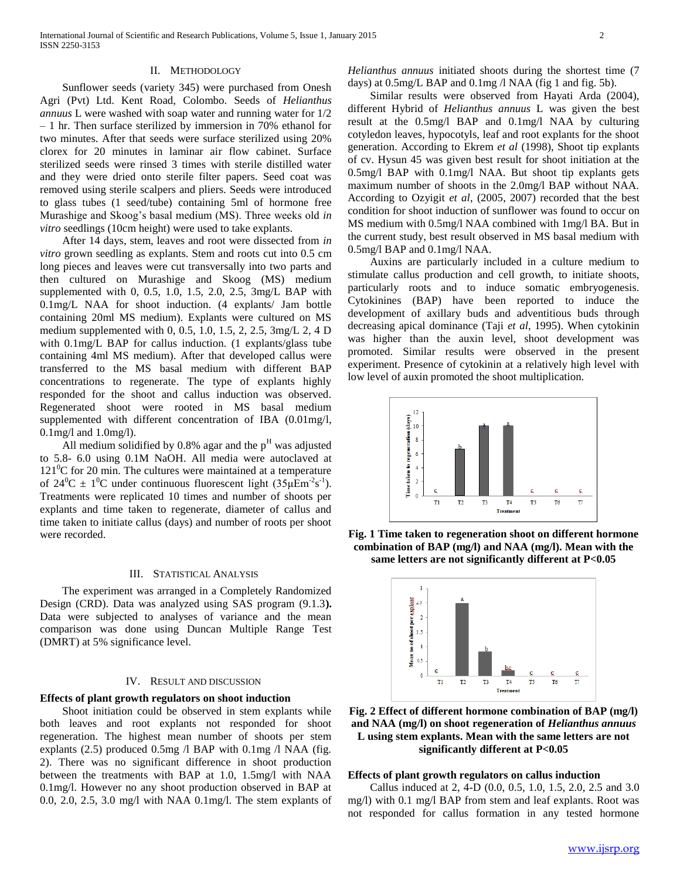## II. METHODOLOGY

Sunflower seeds (variety 345) were purchased from Onesh Agri (Pvt) Ltd. Kent Road, Colombo. Seeds of *Helianthus annuus* L were washed with soap water and running water for 1/2 – 1 hr. Then surface sterilized by immersion in 70% ethanol for two minutes. After that seeds were surface sterilized using 20% clorex for 20 minutes in laminar air flow cabinet. Surface sterilized seeds were rinsed 3 times with sterile distilled water and they were dried onto sterile filter papers. Seed coat was removed using sterile scalpers and pliers. Seeds were introduced to glass tubes (1 seed/tube) containing 5ml of hormone free Murashige and Skoog's basal medium (MS). Three weeks old *in vitro* seedlings (10cm height) were used to take explants.

After 14 days, stem, leaves and root were dissected from *in vitro* grown seedling as explants. Stem and roots cut into 0.5 cm long pieces and leaves were cut transversally into two parts and then cultured on Murashige and Skoog (MS) medium supplemented with 0, 0.5, 1.0, 1.5, 2.0, 2.5, 3mg/L BAP with 0.1mg/L NAA for shoot induction. (4 explants/ Jam bottle containing 20ml MS medium). Explants were cultured on MS medium supplemented with 0, 0.5, 1.0, 1.5, 2, 2.5, 3mg/L 2, 4 D with 0.1mg/L BAP for callus induction. (1 explants/glass tube containing 4ml MS medium). After that developed callus were transferred to the MS basal medium with different BAP concentrations to regenerate. The type of explants highly responded for the shoot and callus induction was observed. Regenerated shoot were rooted in MS basal medium supplemented with different concentration of IBA (0.01mg/l, 0.1mg/l and 1.0mg/l).

All medium solidified by 0.8% agar and the $p^H$ was adjusted to 5.8- 6.0 using 0.1M NaOH. All media were autoclaved at $121^0$C for 20 min. The cultures were maintained at a temperature of $24^0C \pm 1^0C$ under continuous fluorescent light ($35\mu Em^{-2}s^{-1}$). Treatments were replicated 10 times and number of shoots per explants and time taken to regenerate, diameter of callus and time taken to initiate callus (days) and number of roots per shoot were recorded.

## III. STATISTICAL ANALYSIS

The experiment was arranged in a Completely Randomized Design (CRD). Data was analyzed using SAS program (9.1.3**).** Data were subjected to analyses of variance and the mean comparison was done using Duncan Multiple Range Test (DMRT) at 5% significance level.

## IV. RESULT AND DISCUSSION

### Effects of plant growth regulators on shoot induction

Shoot initiation could be observed in stem explants while both leaves and root explants not responded for shoot regeneration. The highest mean number of shoots per stem explants (2.5) produced 0.5mg /l BAP with 0.1mg /l NAA (fig. 2). There was no significant difference in shoot production between the treatments with BAP at 1.0, 1.5mg/l with NAA 0.1mg/l. However no any shoot production observed in BAP at 0.0, 2.0, 2.5, 3.0 mg/l with NAA 0.1mg/l. The stem explants of *Helianthus annuus* initiated shoots during the shortest time (7 days) at 0.5mg/L BAP and 0.1mg /l NAA (fig 1 and fig. 5b).

Similar results were observed from Hayati Arda (2004), different Hybrid of *Helianthus annuus* L was given the best result at the 0.5mg/l BAP and 0.1mg/l NAA by culturing cotyledon leaves, hypocotyls, leaf and root explants for the shoot generation. According to Ekrem *et al* (1998), Shoot tip explants of cv. Hysun 45 was given best result for shoot initiation at the 0.5mg/l BAP with 0.1mg/l NAA. But shoot tip explants gets maximum number of shoots in the 2.0mg/l BAP without NAA. According to Ozyigit *et al*, (2005, 2007) recorded that the best condition for shoot induction of sunflower was found to occur on MS medium with 0.5mg/l NAA combined with 1mg/l BA. But in the current study, best result observed in MS basal medium with 0.5mg/l BAP and 0.1mg/l NAA.

Auxins are particularly included in a culture medium to stimulate callus production and cell growth, to initiate shoots, particularly roots and to induce somatic embryogenesis. Cytokinines (BAP) have been reported to induce the development of axillary buds and adventitious buds through decreasing apical dominance (Taji *et al*, 1995). When cytokinin was higher than the auxin level, shoot development was promoted. Similar results were observed in the present experiment. Presence of cytokinin at a relatively high level with low level of auxin promoted the shoot multiplication.

**Fig. 1 Time taken to regeneration shoot on different hormone combination of BAP (mg/l) and NAA (mg/l). Mean with the same letters are not significantly different at P<0.05**

**Fig. 2 Effect of different hormone combination of BAP (mg/l) and NAA (mg/l) on shoot regeneration of *Helianthus annuus* L using stem explants. Mean with the same letters are not significantly different at P<0.05**

### Effects of plant growth regulators on callus induction

Callus induced at 2, 4-D (0.0, 0.5, 1.0, 1.5, 2.0, 2.5 and 3.0 mg/l) with 0.1 mg/l BAP from stem and leaf explants. Root was not responded for callus formation in any tested hormone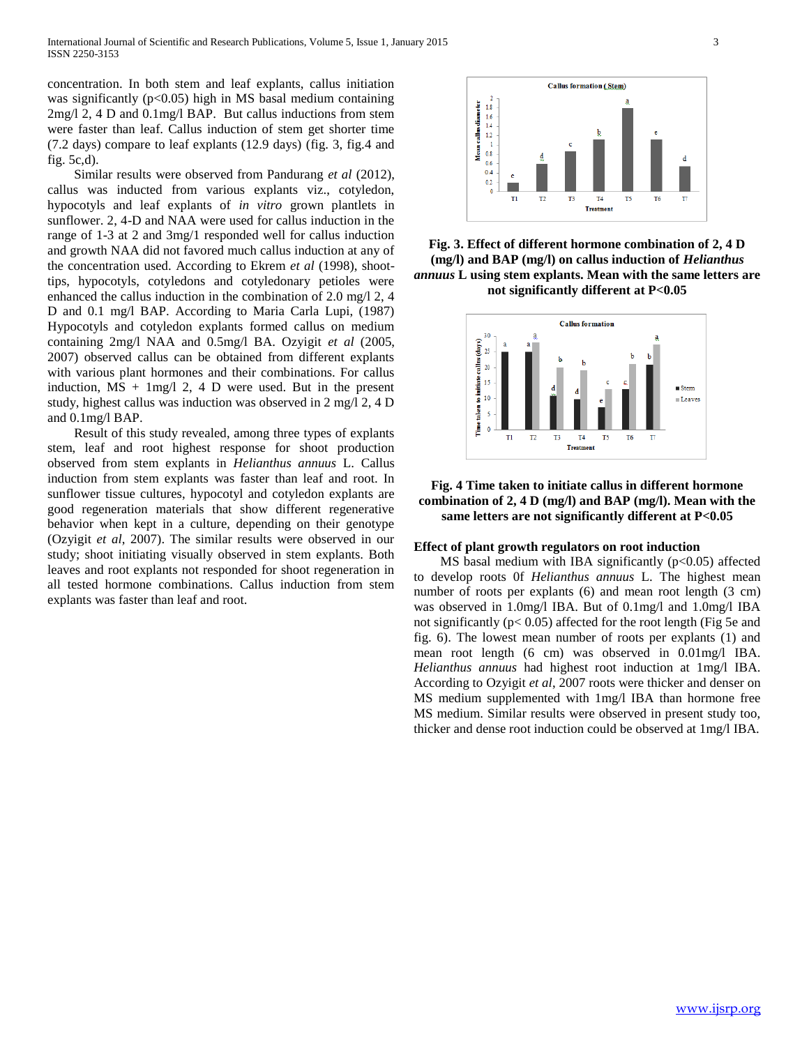concentration. In both stem and leaf explants, callus initiation was significantly ($p<0.05$) high in MS basal medium containing 2mg/l 2, 4 D and 0.1mg/l BAP. But callus inductions from stem were faster than leaf. Callus induction of stem get shorter time (7.2 days) compare to leaf explants (12.9 days) (fig. 3, fig.4 and fig. 5c,d).

Similar results were observed from Pandurang *et al* (2012), callus was inducted from various explants viz., cotyledon, hypocotyls and leaf explants of *in vitro* grown plantlets in sunflower. 2, 4-D and NAA were used for callus induction in the range of 1-3 at 2 and 3mg/1 responded well for callus induction and growth NAA did not favored much callus induction at any of the concentration used. According to Ekrem *et al* (1998), shoot-tips, hypocotyls, cotyledons and cotyledonary petioles were enhanced the callus induction in the combination of 2.0 mg/l 2, 4 D and 0.1 mg/l BAP. According to Maria Carla Lupi, (1987) Hypocotyls and cotyledon explants formed callus on medium containing 2mg/l NAA and 0.5mg/l BA. Ozyigit *et al* (2005, 2007) observed callus can be obtained from different explants with various plant hormones and their combinations. For callus induction, MS + 1mg/l 2, 4 D were used. But in the present study, highest callus was induction was observed in 2 mg/l 2, 4 D and 0.1mg/l BAP.

Result of this study revealed, among three types of explants stem, leaf and root highest response for shoot production observed from stem explants in *Helianthus annuus* L. Callus induction from stem explants was faster than leaf and root. In sunflower tissue cultures, hypocotyl and cotyledon explants are good regeneration materials that show different regenerative behavior when kept in a culture, depending on their genotype (Ozyigit *et al*, 2007). The similar results were observed in our study; shoot initiating visually observed in stem explants. Both leaves and root explants not responded for shoot regeneration in all tested hormone combinations. Callus induction from stem explants was faster than leaf and root.

**Fig. 3. Effect of different hormone combination of 2, 4 D (mg/l) and BAP (mg/l) on callus induction of *Helianthus annuus* L using stem explants. Mean with the same letters are not significantly different at P<0.05**

**Fig. 4 Time taken to initiate callus in different hormone combination of 2, 4 D (mg/l) and BAP (mg/l). Mean with the same letters are not significantly different at P<0.05**

### Effect of plant growth regulators on root induction

MS basal medium with IBA significantly ($p<0.05$) affected to develop roots 0f *Helianthus annuus* L. The highest mean number of roots per explants (6) and mean root length (3 cm) was observed in 1.0mg/l IBA. But of 0.1mg/l and 1.0mg/l IBA not significantly ($p< 0.05$) affected for the root length (Fig 5e and fig. 6). The lowest mean number of roots per explants (1) and mean root length (6 cm) was observed in 0.01mg/l IBA. *Helianthus annuus* had highest root induction at 1mg/l IBA. According to Ozyigit *et al*, 2007 roots were thicker and denser on MS medium supplemented with 1mg/l IBA than hormone free MS medium. Similar results were observed in present study too, thicker and dense root induction could be observed at 1mg/l IBA.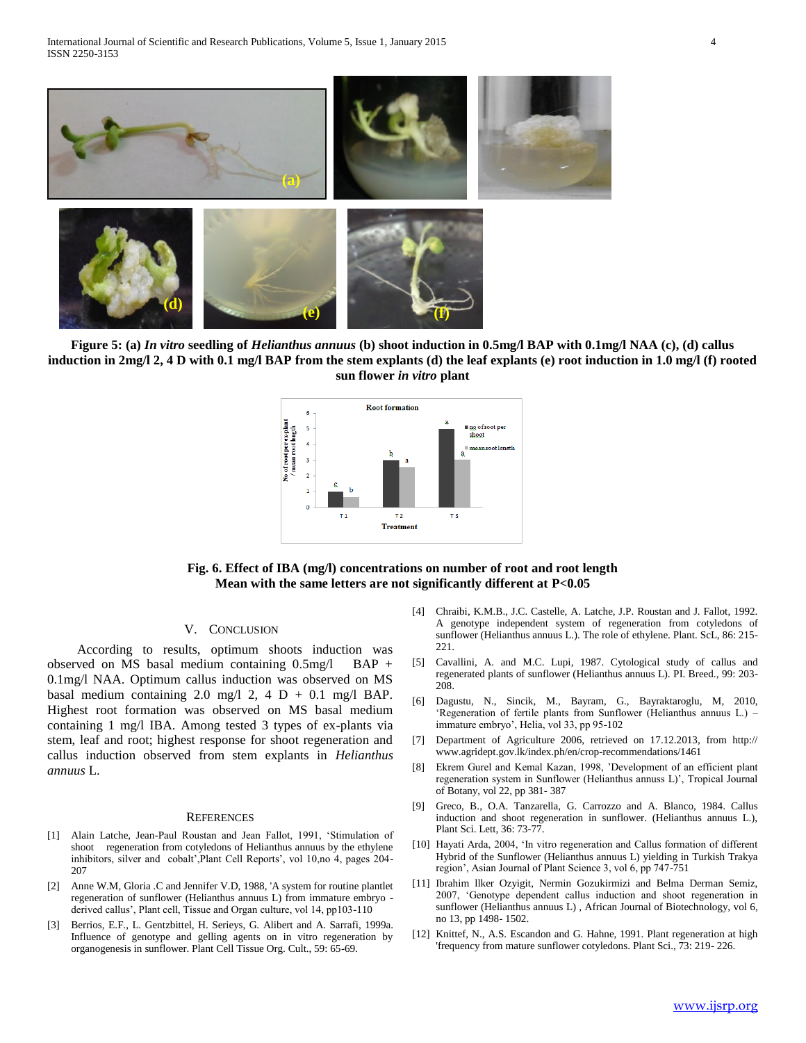**Figure 5: (a)** ***In vitro*** **seedling of** ***Helianthus annuus*** **(b) shoot induction in 0.5mg/l BAP with 0.1mg/l NAA (c), (d) callus induction in 2mg/l 2, 4 D with 0.1 mg/l BAP from the stem explants (d) the leaf explants (e) root induction in 1.0 mg/l (f) rooted sun flower** ***in vitro*** **plant**

**Fig. 6. Effect of IBA (mg/l) concentrations on number of root and root length**
**Mean with the same letters are not significantly different at P<0.05**

## V. Conclusion

According to results, optimum shoots induction was observed on MS basal medium containing 0.5mg/l BAP + 0.1mg/l NAA. Optimum callus induction was observed on MS basal medium containing 2.0 mg/l 2, 4 D + 0.1 mg/l BAP. Highest root formation was observed on MS basal medium containing 1 mg/l IBA. Among tested 3 types of ex-plants via stem, leaf and root; highest response for shoot regeneration and callus induction observed from stem explants in *Helianthus annuus* L.

## References

[1] Alain Latche, Jean-Paul Roustan and Jean Fallot, 1991, 'Stimulation of shoot regeneration from cotyledons of Helianthus annuus by the ethylene inhibitors, silver and cobalt',Plant Cell Reports', vol 10,no 4, pages 204-207

[2] Anne W.M, Gloria .C and Jennifer V.D, 1988, 'A system for routine plantlet regeneration of sunflower (Helianthus annuus L) from immature embryo - derived callus', Plant cell, Tissue and Organ culture, vol 14, pp103-110

[3] Berrios, E.F., L. Gentzbittel, H. Serieys, G. Alibert and A. Sarrafi, 1999a. Influence of genotype and gelling agents on in vitro regeneration by organogenesis in sunflower. Plant Cell Tissue Org. Cult., 59: 65-69.

[4] Chraibi, K.M.B., J.C. Castelle, A. Latche, J.P. Roustan and J. Fallot, 1992. A genotype independent system of regeneration from cotyledons of sunflower (Helianthus annuus L.). The role of ethylene. Plant. ScL, 86: 215-221.

[5] Cavallini, A. and M.C. Lupi, 1987. Cytological study of callus and regenerated plants of sunflower (Helianthus annuus L). PI. Breed., 99: 203-208.

[6] Dagustu, N., Sincik, M., Bayram, G., Bayraktaroglu, M, 2010, 'Regeneration of fertile plants from Sunflower (Helianthus annuus L.) – immature embryo', Helia, vol 33, pp 95-102

[7] Department of Agriculture 2006, retrieved on 17.12.2013, from http:// www.agridept.gov.lk/index.ph/en/crop-recommendations/1461

[8] Ekrem Gurel and Kemal Kazan, 1998, 'Development of an efficient plant regeneration system in Sunflower (Helianthus annuss L)', Tropical Journal of Botany, vol 22, pp 381- 387

[9] Greco, B., O.A. Tanzarella, G. Carrozzo and A. Blanco, 1984. Callus induction and shoot regeneration in sunflower. (Helianthus annuus L.), Plant Sci. Lett, 36: 73-77.

[10] Hayati Arda, 2004, 'In vitro regeneration and Callus formation of different Hybrid of the Sunflower (Helianthus annuus L) yielding in Turkish Trakya region', Asian Journal of Plant Science 3, vol 6, pp 747-751

[11] Ibrahim llker Ozyigit, Nermin Gozukirmizi and Belma Derman Semiz, 2007, 'Genotype dependent callus induction and shoot regeneration in sunflower (Helianthus annuus L) , African Journal of Biotechnology, vol 6, no 13, pp 1498- 1502.

[12] Knittef, N., A.S. Escandon and G. Hahne, 1991. Plant regeneration at high 'frequency from mature sunflower cotyledons. Plant Sci., 73: 219- 226.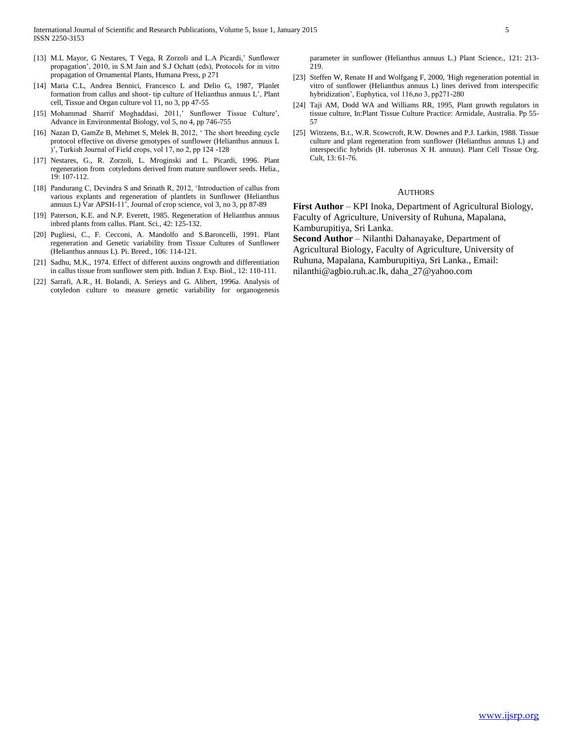[13] M.L Mayor, G Nestares, T Vega, R Zorzoli and L.A Picardi,' Sunflower propagation', 2010, in S.M Jain and S.J Ochatt (eds), Protocols for in vitro propagation of Ornamental Plants, Humana Press, p 271

[14] Maria C.L, Andrea Bennici, Francesco L and Delio G, 1987, 'Planlet formation from callus and shoot- tip culture of Helianthus annuus L', Plant cell, Tissue and Organ culture vol 11, no 3, pp 47-55

[15] Mohammad Sharrif Moghaddasi, 2011,' Sunflower Tissue Culture', Advance in Environmental Biology, vol 5, no 4, pp 746-755

[16] Nazan D, GamZe B, Mehmet S, Melek B, 2012, ' The short breeding cycle protocol effective on diverse genotypes of sunflower (Helianthus annuus L )', Turkish Journal of Field crops, vol 17, no 2, pp 124 -128

[17] Nestares, G., R. Zorzoli, L. Mroginski and L. Picardi, 1996. Plant regeneration from cotyledons derived from mature sunflower seeds. Helia., 19: 107-112.

[18] Pandurang C, Devindra S and Srinath R, 2012, 'Introduction of callus from various explants and regeneration of plantlets in Sunflower (Helianthus annuus L) Var APSH-11', Journal of crop science, vol 3, no 3, pp 87-89

[19] Paterson, K.E. and N.P. Everett, 1985. Regeneration of Helianthus annuus inbred plants from callus. Plant. Sci., 42: 125-132.

[20] Pugliesi, C., F. Cecconi, A. Mandolfo and S.Baroncelli, 1991. Plant regeneration and Genetic variability from Tissue Cultures of Sunflower (Helianthus annuus L). Pi. Breed., 106: 114-121.

[21] Sadhu, M.K., 1974. Effect of different auxins ongrowth and differentiation in callus tissue from sunflower stem pith. Indian J. Exp. Biol., 12: 110-111.

[22] Sarrafi, A.R., H. Bolandi, A. Serieys and G. Alibert, 1996a. Analysis of cotyledon culture to measure genetic variability for organogenesis parameter in sunflower (Helianthus annuus L.) Plant Science., 121: 213-219.

[23] Steffen W, Renate H and Wolfgang F, 2000, 'High regeneration potential in vitro of sunflower (Helianthus annuus L) lines derived from interspecific hybridization', Euphytica, vol 116,no 3, pp271-280

[24] Taji AM, Dodd WA and Williams RR, 1995, Plant growth regulators in tissue culture, In:Plant Tissue Culture Practice: Armidale, Australia. Pp 55-57

[25] Witrzens, B.t., W.R. Scowcroft, R.W. Downes and P.J. Larkin, 1988. Tissue culture and plant regeneration from sunflower (Helianthus annuus L) and interspecific hybrids (H. tuberosus X H. annuus). Plant Cell Tissue Org. Cult, 13: 61-76.

## AUTHORS

**First Author** – KPI Inoka, Department of Agricultural Biology, Faculty of Agriculture, University of Ruhuna, Mapalana, Kamburupitiya, Sri Lanka.

**Second Author** – Nilanthi Dahanayake, Department of Agricultural Biology, Faculty of Agriculture, University of Ruhuna, Mapalana, Kamburupitiya, Sri Lanka., Email: nilanthi@agbio.ruh.ac.lk, daha_27@yahoo.com